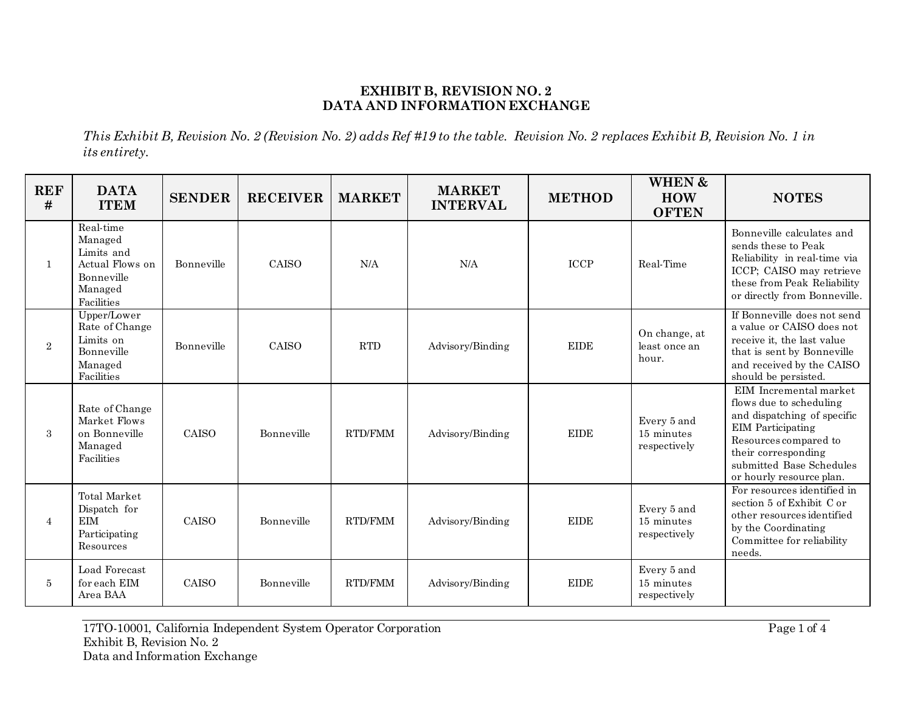# EXHIBIT B, REVISION NO. 2
# DATA AND INFORMATION EXCHANGE

*This Exhibit B, Revision No. 2 (Revision No. 2) adds Ref #19 to the table. Revision No. 2 replaces Exhibit B, Revision No. 1 in its entirety.*

| REF # | DATA ITEM | SENDER | RECEIVER | MARKET | MARKET INTERVAL | METHOD | WHEN & HOW OFTEN | NOTES |
|---|---|---|---|---|---|---|---|---|
| 1 | Real-time Managed Limits and Actual Flows on Bonneville Managed Facilities | Bonneville | CAISO | N/A | N/A | ICCP | Real-Time | Bonneville calculates and sends these to Peak Reliability in real-time via ICCP; CAISO may retrieve these from Peak Reliability or directly from Bonneville. |
| 2 | Upper/Lower Rate of Change Limits on Bonneville Managed Facilities | Bonneville | CAISO | RTD | Advisory/Binding | EIDE | On change, at least once an hour. | If Bonneville does not send a value or CAISO does not receive it, the last value that is sent by Bonneville and received by the CAISO should be persisted. |
| 3 | Rate of Change Market Flows on Bonneville Managed Facilities | CAISO | Bonneville | RTD/FMM | Advisory/Binding | EIDE | Every 5 and 15 minutes respectively | EIM Incremental market flows due to scheduling and dispatching of specific EIM Participating Resources compared to their corresponding submitted Base Schedules or hourly resource plan. |
| 4 | Total Market Dispatch for EIM Participating Resources | CAISO | Bonneville | RTD/FMM | Advisory/Binding | EIDE | Every 5 and 15 minutes respectively | For resources identified in section 5 of Exhibit C or other resources identified by the Coordinating Committee for reliability needs. |
| 5 | Load Forecast for each EIM Area BAA | CAISO | Bonneville | RTD/FMM | Advisory/Binding | EIDE | Every 5 and 15 minutes respectively | |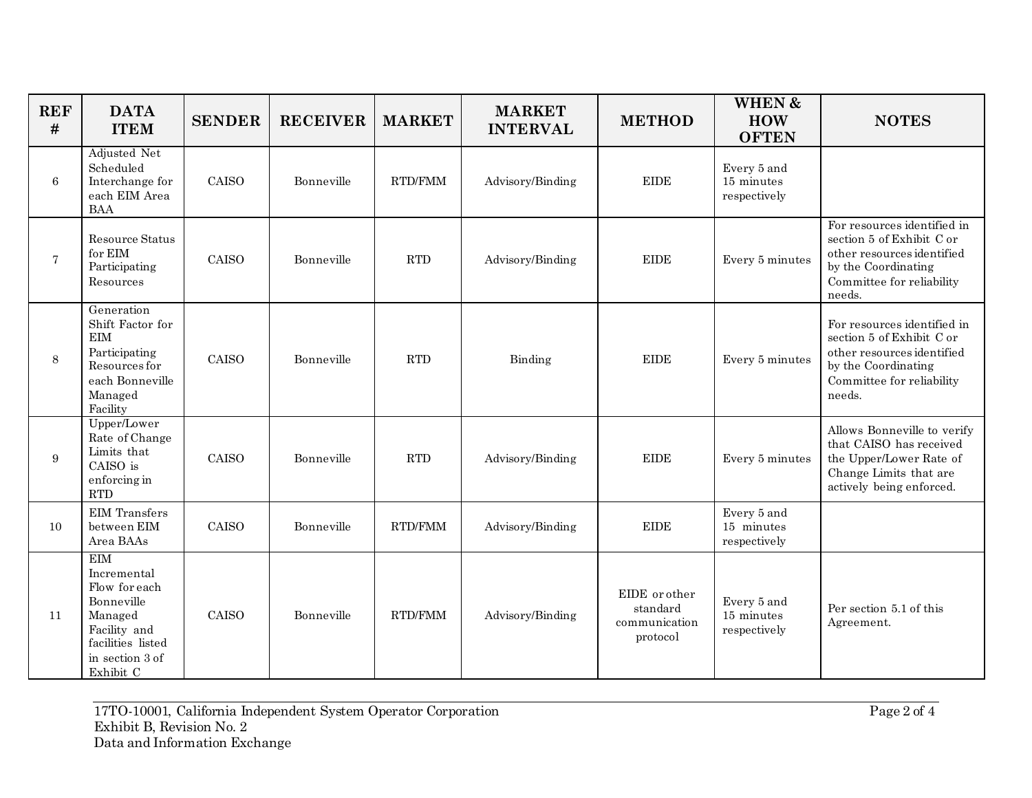| REF # | DATA ITEM | SENDER | RECEIVER | MARKET | MARKET INTERVAL | METHOD | WHEN & HOW OFTEN | NOTES |
|---|---|---|---|---|---|---|---|---|
| 6 | Adjusted Net Scheduled Interchange for each EIM Area BAA | CAISO | Bonneville | RTD/FMM | Advisory/Binding | EIDE | Every 5 and 15 minutes respectively | |
| 7 | Resource Status for EIM Participating Resources | CAISO | Bonneville | RTD | Advisory/Binding | EIDE | Every 5 minutes | For resources identified in section 5 of Exhibit C or other resources identified by the Coordinating Committee for reliability needs. |
| 8 | Generation Shift Factor for EIM Participating Resources for each Bonneville Managed Facility | CAISO | Bonneville | RTD | Binding | EIDE | Every 5 minutes | For resources identified in section 5 of Exhibit C or other resources identified by the Coordinating Committee for reliability needs. |
| 9 | Upper/Lower Rate of Change Limits that CAISO is enforcing in RTD | CAISO | Bonneville | RTD | Advisory/Binding | EIDE | Every 5 minutes | Allows Bonneville to verify that CAISO has received the Upper/Lower Rate of Change Limits that are actively being enforced. |
| 10 | EIM Transfers between EIM Area BAAs | CAISO | Bonneville | RTD/FMM | Advisory/Binding | EIDE | Every 5 and 15 minutes respectively | |
| 11 | EIM Incremental Flow for each Bonneville Managed Facility and facilities listed in section 3 of Exhibit C | CAISO | Bonneville | RTD/FMM | Advisory/Binding | EIDE or other standard communication protocol | Every 5 and 15 minutes respectively | Per section 5.1 of this Agreement. |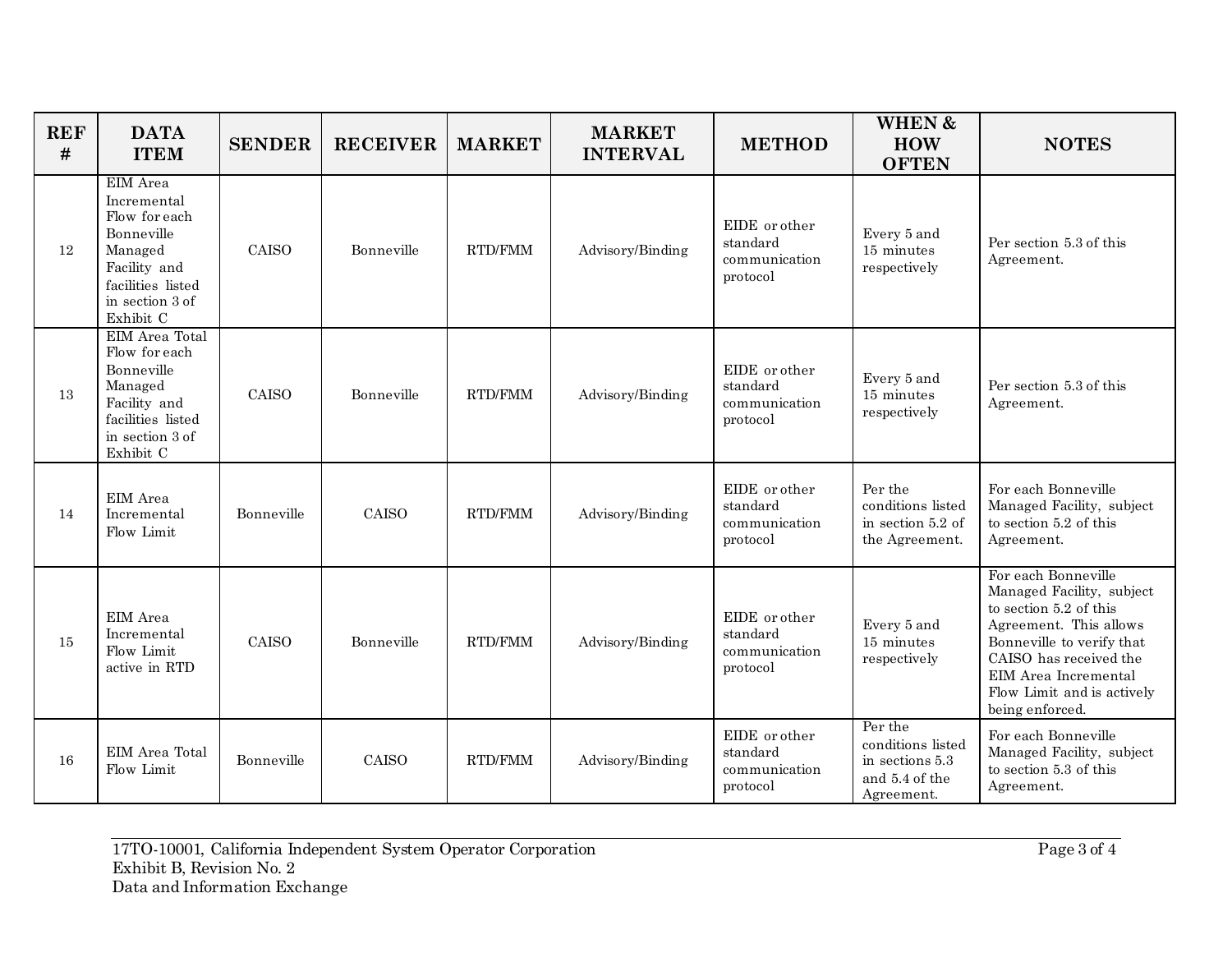| REF # | DATA ITEM | SENDER | RECEIVER | MARKET | MARKET INTERVAL | METHOD | WHEN & HOW OFTEN | NOTES |
|---|---|---|---|---|---|---|---|---|
| 12 | EIM Area Incremental Flow for each Bonneville Managed Facility and facilities listed in section 3 of Exhibit C | CAISO | Bonneville | RTD/FMM | Advisory/Binding | EIDE or other standard communication protocol | Every 5 and 15 minutes respectively | Per section 5.3 of this Agreement. |
| 13 | EIM Area Total Flow for each Bonneville Managed Facility and facilities listed in section 3 of Exhibit C | CAISO | Bonneville | RTD/FMM | Advisory/Binding | EIDE or other standard communication protocol | Every 5 and 15 minutes respectively | Per section 5.3 of this Agreement. |
| 14 | EIM Area Incremental Flow Limit | Bonneville | CAISO | RTD/FMM | Advisory/Binding | EIDE or other standard communication protocol | Per the conditions listed in section 5.2 of the Agreement. | For each Bonneville Managed Facility, subject to section 5.2 of this Agreement. |
| 15 | EIM Area Incremental Flow Limit active in RTD | CAISO | Bonneville | RTD/FMM | Advisory/Binding | EIDE or other standard communication protocol | Every 5 and 15 minutes respectively | For each Bonneville Managed Facility, subject to section 5.2 of this Agreement. This allows Bonneville to verify that CAISO has received the EIM Area Incremental Flow Limit and is actively being enforced. |
| 16 | EIM Area Total Flow Limit | Bonneville | CAISO | RTD/FMM | Advisory/Binding | EIDE or other standard communication protocol | Per the conditions listed in sections 5.3 and 5.4 of the Agreement. | For each Bonneville Managed Facility, subject to section 5.3 of this Agreement. |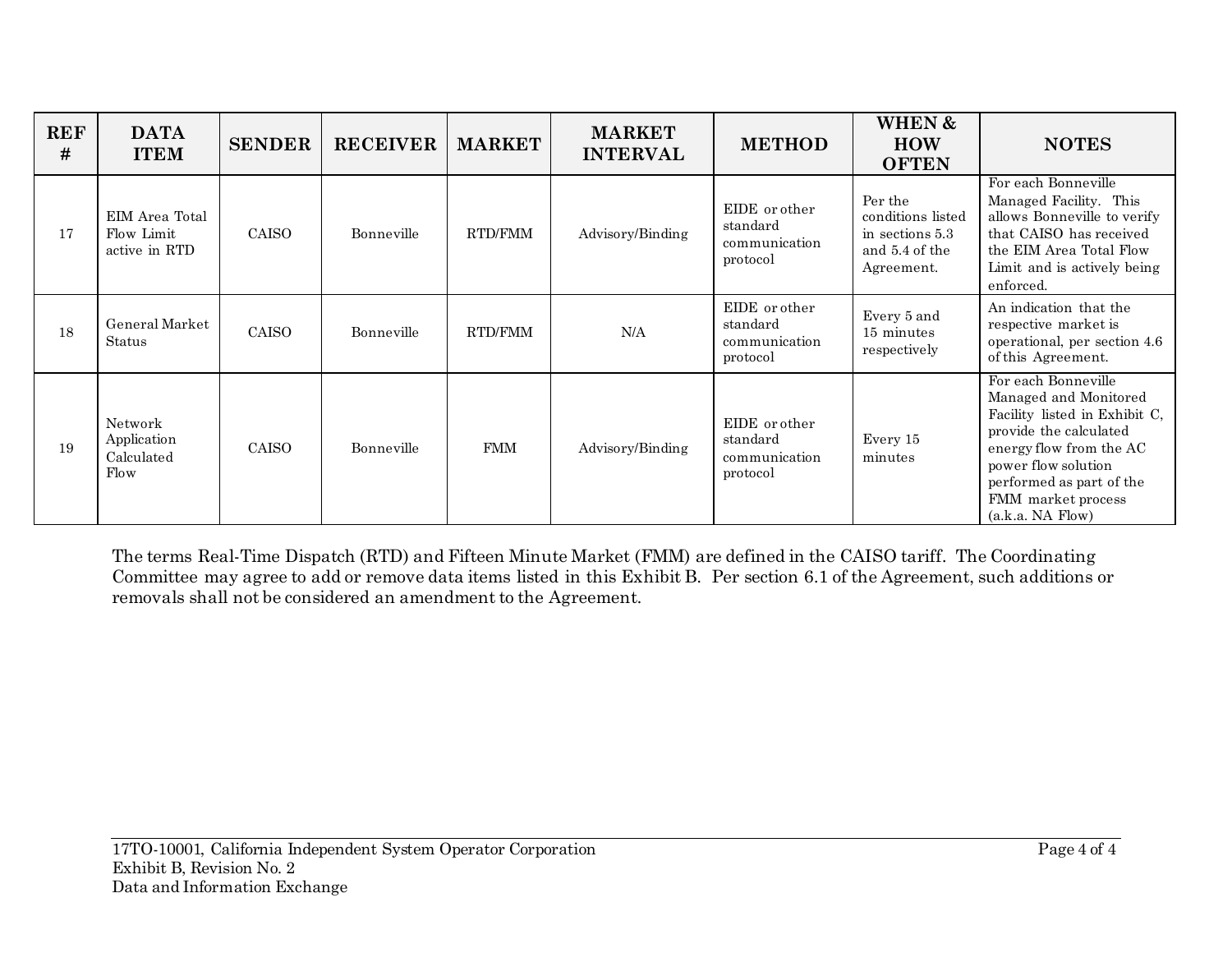| REF # | DATA ITEM | SENDER | RECEIVER | MARKET | MARKET INTERVAL | METHOD | WHEN & HOW OFTEN | NOTES |
|---|---|---|---|---|---|---|---|---|
| 17 | EIM Area Total Flow Limit active in RTD | CAISO | Bonneville | RTD/FMM | Advisory/Binding | EIDE or other standard communication protocol | Per the conditions listed in sections 5.3 and 5.4 of the Agreement. | For each Bonneville Managed Facility. This allows Bonneville to verify that CAISO has received the EIM Area Total Flow Limit and is actively being enforced. |
| 18 | General Market Status | CAISO | Bonneville | RTD/FMM | N/A | EIDE or other standard communication protocol | Every 5 and 15 minutes respectively | An indication that the respective market is operational, per section 4.6 of this Agreement. |
| 19 | Network Application Calculated Flow | CAISO | Bonneville | FMM | Advisory/Binding | EIDE or other standard communication protocol | Every 15 minutes | For each Bonneville Managed and Monitored Facility listed in Exhibit C, provide the calculated energy flow from the AC power flow solution performed as part of the FMM market process (a.k.a. NA Flow) |

The terms Real-Time Dispatch (RTD) and Fifteen Minute Market (FMM) are defined in the CAISO tariff. The Coordinating Committee may agree to add or remove data items listed in this Exhibit B. Per section 6.1 of the Agreement, such additions or removals shall not be considered an amendment to the Agreement.